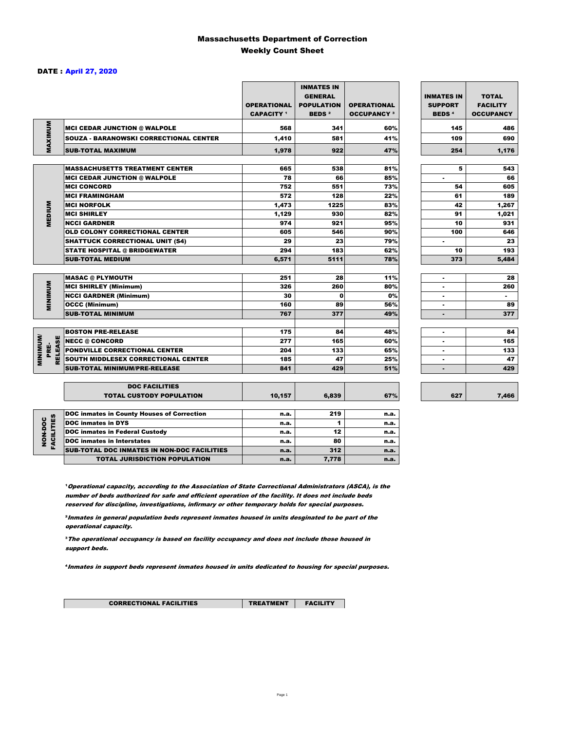# Massachusetts Department of Correction
## Weekly Count Sheet

**DATE : April 27, 2020**

| | | OPERATIONAL CAPACITY [1] | INMATES IN GENERAL POPULATION BEDS [2] | OPERATIONAL OCCUPANCY [3] | INMATES IN SUPPORT BEDS [4] | TOTAL FACILITY OCCUPANCY |
|---|---|---|---|---|---|---|
| MAXIMUM | MCI CEDAR JUNCTION @ WALPOLE | 568 | 341 | 60% | 145 | 486 |
| | SOUZA - BARANOWSKI CORRECTIONAL CENTER | 1,410 | 581 | 41% | 109 | 690 |
| | SUB-TOTAL MAXIMUM | 1,978 | 922 | 47% | 254 | 1,176 |
| MEDIUM | MASSACHUSETTS TREATMENT CENTER | 665 | 538 | 81% | 5 | 543 |
| | MCI CEDAR JUNCTION @ WALPOLE | 78 | 66 | 85% | - | 66 |
| | MCI CONCORD | 752 | 551 | 73% | 54 | 605 |
| | MCI FRAMINGHAM | 572 | 128 | 22% | 61 | 189 |
| | MCI NORFOLK | 1,473 | 1225 | 83% | 42 | 1,267 |
| | MCI SHIRLEY | 1,129 | 930 | 82% | 91 | 1,021 |
| | NCCI GARDNER | 974 | 921 | 95% | 10 | 931 |
| | OLD COLONY CORRECTIONAL CENTER | 605 | 546 | 90% | 100 | 646 |
| | SHATTUCK CORRECTIONAL UNIT (S4) | 29 | 23 | 79% | - | 23 |
| | STATE HOSPITAL @ BRIDGEWATER | 294 | 183 | 62% | 10 | 193 |
| | SUB-TOTAL MEDIUM | 6,571 | 5111 | 78% | 373 | 5,484 |
| MINIMUM | MASAC @ PLYMOUTH | 251 | 28 | 11% | - | 28 |
| | MCI SHIRLEY (Minimum) | 326 | 260 | 80% | - | 260 |
| | NCCI GARDNER (Minimum) | 30 | 0 | 0% | - | - |
| | OCCC (Minimum) | 160 | 89 | 56% | - | 89 |
| | SUB-TOTAL MINIMUM | 767 | 377 | 49% | - | 377 |
| MINIMUM/ PRE-RELEASE | BOSTON PRE-RELEASE | 175 | 84 | 48% | - | 84 |
| | NECC @ CONCORD | 277 | 165 | 60% | - | 165 |
| | PONDVILLE CORRECTIONAL CENTER | 204 | 133 | 65% | - | 133 |
| | SOUTH MIDDLESEX CORRECTIONAL CENTER | 185 | 47 | 25% | - | 47 |
| | SUB-TOTAL MINIMUM/PRE-RELEASE | 841 | 429 | 51% | - | 429 |
| | DOC FACILITIES TOTAL CUSTODY POPULATION | 10,157 | 6,839 | 67% | 627 | 7,466 |
| NON-DOC FACILITIES | DOC inmates in County Houses of Correction | n.a. | 219 | n.a. | | |
| | DOC inmates in DYS | n.a. | 1 | n.a. | | |
| | DOC inmates in Federal Custody | n.a. | 12 | n.a. | | |
| | DOC inmates in Interstates | n.a. | 80 | n.a. | | |
| | SUB-TOTAL DOC INMATES IN NON-DOC FACILITIES | n.a. | 312 | n.a. | | |
| | TOTAL JURISDICTION POPULATION | n.a. | 7,778 | n.a. | | |

[1] *Operational capacity, according to the Association of State Correctional Administrators (ASCA), is the number of beds authorized for safe and efficient operation of the facility. It does not include beds reserved for discipline, investigations, infirmary or other temporary holds for special purposes.*

[2] *Inmates in general population beds represent inmates housed in units desginated to be part of the operational capacity.*

[3] *The operational occupancy is based on facility occupancy and does not include those housed in support beds.*

[4] *Inmates in support beds represent inmates housed in units dedicated to housing for special purposes.*

| CORRECTIONAL FACILITIES | TREATMENT | FACILITY |
|---|---|---|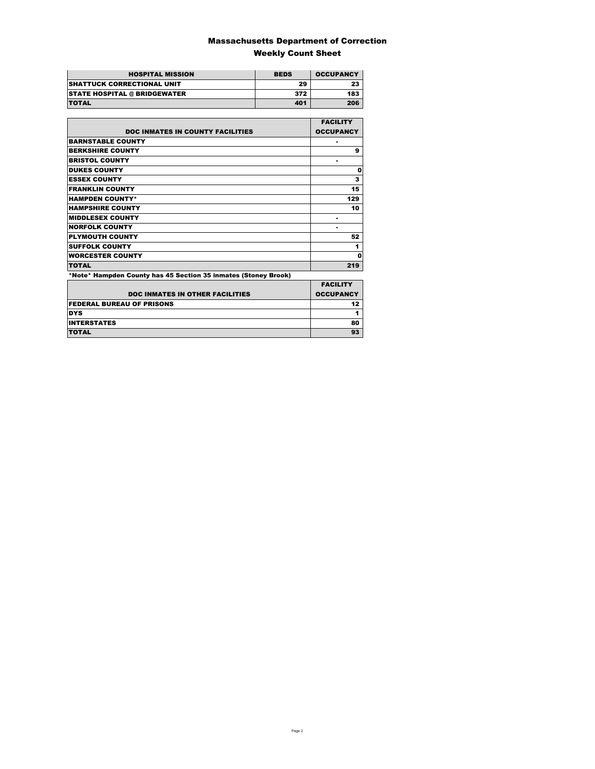# Massachusetts Department of Correction

## Weekly Count Sheet

| HOSPITAL MISSION | BEDS | OCCUPANCY |
|---|---|---|
| SHATTUCK CORRECTIONAL UNIT | 29 | 23 |
| STATE HOSPITAL @ BRIDGEWATER | 372 | 183 |
| TOTAL | 401 | 206 |

| DOC INMATES IN COUNTY FACILITIES | FACILITY OCCUPANCY |
|---|---|
| BARNSTABLE COUNTY | - |
| BERKSHIRE COUNTY | 9 |
| BRISTOL COUNTY | - |
| DUKES COUNTY | 0 |
| ESSEX COUNTY | 3 |
| FRANKLIN COUNTY | 15 |
| HAMPDEN COUNTY* | 129 |
| HAMPSHIRE COUNTY | 10 |
| MIDDLESEX COUNTY | - |
| NORFOLK COUNTY | - |
| PLYMOUTH COUNTY | 52 |
| SUFFOLK COUNTY | 1 |
| WORCESTER COUNTY | 0 |
| TOTAL | 219 |

*Note* Hampden County has 45 Section 35 inmates (Stoney Brook)

| DOC INMATES IN OTHER FACILITIES | FACILITY OCCUPANCY |
|---|---|
| FEDERAL BUREAU OF PRISONS | 12 |
| DYS | 1 |
| INTERSTATES | 80 |
| TOTAL | 93 |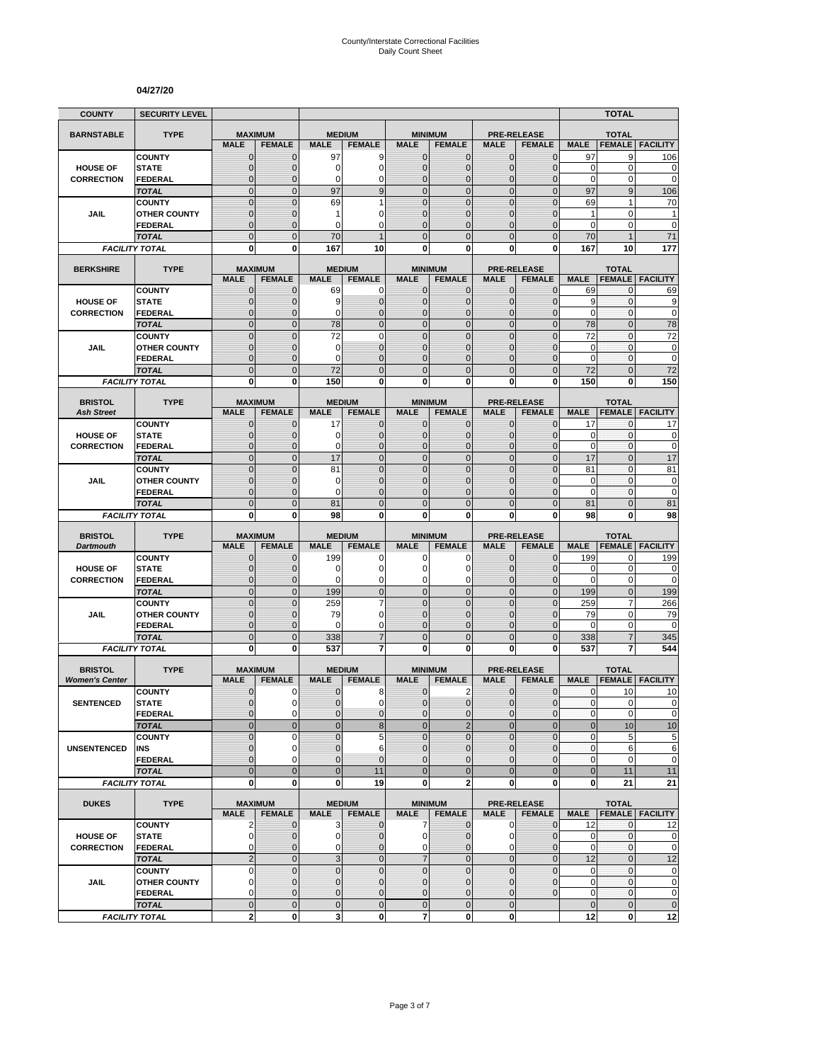# County/Interstate Correctional Facilities
Daily Count Sheet

**04/27/20**

| COUNTY | SECURITY LEVEL | | | | | | | | | | TOTAL | |
|---|---|---|---|---|---|---|---|---|---|---|---|---|
| **BARNSTABLE** | **TYPE** | **MAXIMUM** | | **MEDIUM** | | **MINIMUM** | | **PRE-RELEASE** | | **TOTAL** | | |
| | | **MALE** | **FEMALE** | **MALE** | **FEMALE** | **MALE** | **FEMALE** | **MALE** | **FEMALE** | **MALE** | **FEMALE** | **FACILITY** |
| **HOUSE OF CORRECTION** | COUNTY | 0 | 0 | 97 | 9 | 0 | 0 | 0 | 0 | 97 | 9 | 106 |
| | STATE | 0 | 0 | 0 | 0 | 0 | 0 | 0 | 0 | 0 | 0 | 0 |
| | FEDERAL | 0 | 0 | 0 | 0 | 0 | 0 | 0 | 0 | 0 | 0 | 0 |
| | *TOTAL* | 0 | 0 | 97 | 9 | 0 | 0 | 0 | 0 | 97 | 9 | 106 |
| **JAIL** | COUNTY | 0 | 0 | 69 | 1 | 0 | 0 | 0 | 0 | 69 | 1 | 70 |
| | OTHER COUNTY | 0 | 0 | 1 | 0 | 0 | 0 | 0 | 0 | 1 | 0 | 1 |
| | FEDERAL | 0 | 0 | 0 | 0 | 0 | 0 | 0 | 0 | 0 | 0 | 0 |
| | *TOTAL* | 0 | 0 | 70 | 1 | 0 | 0 | 0 | 0 | 70 | 1 | 71 |
| *FACILITY TOTAL* | | **0** | **0** | **167** | **10** | **0** | **0** | **0** | **0** | **167** | **10** | **177** |

| COUNTY | TYPE | MAXIMUM | | MEDIUM | | MINIMUM | | PRE-RELEASE | | TOTAL | | |
|---|---|---|---|---|---|---|---|---|---|---|---|---|
| **BERKSHIRE** | | **MALE** | **FEMALE** | **MALE** | **FEMALE** | **MALE** | **FEMALE** | **MALE** | **FEMALE** | **MALE** | **FEMALE** | **FACILITY** |
| **HOUSE OF CORRECTION** | COUNTY | 0 | 0 | 69 | 0 | 0 | 0 | 0 | 0 | 69 | 0 | 69 |
| | STATE | 0 | 0 | 9 | 0 | 0 | 0 | 0 | 0 | 9 | 0 | 9 |
| | FEDERAL | 0 | 0 | 0 | 0 | 0 | 0 | 0 | 0 | 0 | 0 | 0 |
| | *TOTAL* | 0 | 0 | 78 | 0 | 0 | 0 | 0 | 0 | 78 | 0 | 78 |
| **JAIL** | COUNTY | 0 | 0 | 72 | 0 | 0 | 0 | 0 | 0 | 72 | 0 | 72 |
| | OTHER COUNTY | 0 | 0 | 0 | 0 | 0 | 0 | 0 | 0 | 0 | 0 | 0 |
| | FEDERAL | 0 | 0 | 0 | 0 | 0 | 0 | 0 | 0 | 0 | 0 | 0 |
| | *TOTAL* | 0 | 0 | 72 | 0 | 0 | 0 | 0 | 0 | 72 | 0 | 72 |
| *FACILITY TOTAL* | | **0** | **0** | **150** | **0** | **0** | **0** | **0** | **0** | **150** | **0** | **150** |

| COUNTY | TYPE | MAXIMUM | | MEDIUM | | MINIMUM | | PRE-RELEASE | | TOTAL | | |
|---|---|---|---|---|---|---|---|---|---|---|---|---|
| **BRISTOL** *Ash Street* | | **MALE** | **FEMALE** | **MALE** | **FEMALE** | **MALE** | **FEMALE** | **MALE** | **FEMALE** | **MALE** | **FEMALE** | **FACILITY** |
| **HOUSE OF CORRECTION** | COUNTY | 0 | 0 | 17 | 0 | 0 | 0 | 0 | 0 | 17 | 0 | 17 |
| | STATE | 0 | 0 | 0 | 0 | 0 | 0 | 0 | 0 | 0 | 0 | 0 |
| | FEDERAL | 0 | 0 | 0 | 0 | 0 | 0 | 0 | 0 | 0 | 0 | 0 |
| | *TOTAL* | 0 | 0 | 17 | 0 | 0 | 0 | 0 | 0 | 17 | 0 | 17 |
| **JAIL** | COUNTY | 0 | 0 | 81 | 0 | 0 | 0 | 0 | 0 | 81 | 0 | 81 |
| | OTHER COUNTY | 0 | 0 | 0 | 0 | 0 | 0 | 0 | 0 | 0 | 0 | 0 |
| | FEDERAL | 0 | 0 | 0 | 0 | 0 | 0 | 0 | 0 | 0 | 0 | 0 |
| | *TOTAL* | 0 | 0 | 81 | 0 | 0 | 0 | 0 | 0 | 81 | 0 | 81 |
| *FACILITY TOTAL* | | **0** | **0** | **98** | **0** | **0** | **0** | **0** | **0** | **98** | **0** | **98** |

| COUNTY | TYPE | MAXIMUM | | MEDIUM | | MINIMUM | | PRE-RELEASE | | TOTAL | | |
|---|---|---|---|---|---|---|---|---|---|---|---|---|
| **BRISTOL** *Dartmouth* | | **MALE** | **FEMALE** | **MALE** | **FEMALE** | **MALE** | **FEMALE** | **MALE** | **FEMALE** | **MALE** | **FEMALE** | **FACILITY** |
| **HOUSE OF CORRECTION** | COUNTY | 0 | 0 | 199 | 0 | 0 | 0 | 0 | 0 | 199 | 0 | 199 |
| | STATE | 0 | 0 | 0 | 0 | 0 | 0 | 0 | 0 | 0 | 0 | 0 |
| | FEDERAL | 0 | 0 | 0 | 0 | 0 | 0 | 0 | 0 | 0 | 0 | 0 |
| | *TOTAL* | 0 | 0 | 199 | 0 | 0 | 0 | 0 | 0 | 199 | 0 | 199 |
| **JAIL** | COUNTY | 0 | 0 | 259 | 7 | 0 | 0 | 0 | 0 | 259 | 7 | 266 |
| | OTHER COUNTY | 0 | 0 | 79 | 0 | 0 | 0 | 0 | 0 | 79 | 0 | 79 |
| | FEDERAL | 0 | 0 | 0 | 0 | 0 | 0 | 0 | 0 | 0 | 0 | 0 |
| | *TOTAL* | 0 | 0 | 338 | 7 | 0 | 0 | 0 | 0 | 338 | 7 | 345 |
| *FACILITY TOTAL* | | **0** | **0** | **537** | **7** | **0** | **0** | **0** | **0** | **537** | **7** | **544** |

| COUNTY | TYPE | MAXIMUM | | MEDIUM | | MINIMUM | | PRE-RELEASE | | TOTAL | | |
|---|---|---|---|---|---|---|---|---|---|---|---|---|
| **BRISTOL** *Women's Center* | | **MALE** | **FEMALE** | **MALE** | **FEMALE** | **MALE** | **FEMALE** | **MALE** | **FEMALE** | **MALE** | **FEMALE** | **FACILITY** |
| **SENTENCED** | COUNTY | 0 | 0 | 0 | 8 | 0 | 2 | 0 | 0 | 0 | 10 | 10 |
| | STATE | 0 | 0 | 0 | 0 | 0 | 0 | 0 | 0 | 0 | 0 | 0 |
| | FEDERAL | 0 | 0 | 0 | 0 | 0 | 0 | 0 | 0 | 0 | 0 | 0 |
| | *TOTAL* | 0 | 0 | 0 | 8 | 0 | 2 | 0 | 0 | 0 | 10 | 10 |
| **UNSENTENCED** | COUNTY | 0 | 0 | 0 | 5 | 0 | 0 | 0 | 0 | 0 | 5 | 5 |
| | INS | 0 | 0 | 0 | 6 | 0 | 0 | 0 | 0 | 0 | 6 | 6 |
| | FEDERAL | 0 | 0 | 0 | 0 | 0 | 0 | 0 | 0 | 0 | 0 | 0 |
| | *TOTAL* | 0 | 0 | 0 | 11 | 0 | 0 | 0 | 0 | 0 | 11 | 11 |
| *FACILITY TOTAL* | | **0** | **0** | **0** | **19** | **0** | **2** | **0** | **0** | **0** | **21** | **21** |

| COUNTY | TYPE | MAXIMUM | | MEDIUM | | MINIMUM | | PRE-RELEASE | | TOTAL | | |
|---|---|---|---|---|---|---|---|---|---|---|---|---|
| **DUKES** | | **MALE** | **FEMALE** | **MALE** | **FEMALE** | **MALE** | **FEMALE** | **MALE** | **FEMALE** | **MALE** | **FEMALE** | **FACILITY** |
| **HOUSE OF CORRECTION** | COUNTY | 2 | 0 | 3 | 0 | 7 | 0 | 0 | 0 | 12 | 0 | 12 |
| | STATE | 0 | 0 | 0 | 0 | 0 | 0 | 0 | 0 | 0 | 0 | 0 |
| | FEDERAL | 0 | 0 | 0 | 0 | 0 | 0 | 0 | 0 | 0 | 0 | 0 |
| | *TOTAL* | 2 | 0 | 3 | 0 | 7 | 0 | 0 | 0 | 12 | 0 | 12 |
| **JAIL** | COUNTY | 0 | 0 | 0 | 0 | 0 | 0 | 0 | 0 | 0 | 0 | 0 |
| | OTHER COUNTY | 0 | 0 | 0 | 0 | 0 | 0 | 0 | 0 | 0 | 0 | 0 |
| | FEDERAL | 0 | 0 | 0 | 0 | 0 | 0 | 0 | 0 | 0 | 0 | 0 |
| | *TOTAL* | 0 | 0 | 0 | 0 | 0 | 0 | 0 | | 0 | 0 | 0 |
| *FACILITY TOTAL* | | **2** | **0** | **3** | **0** | **7** | **0** | **0** | | **12** | **0** | **12** |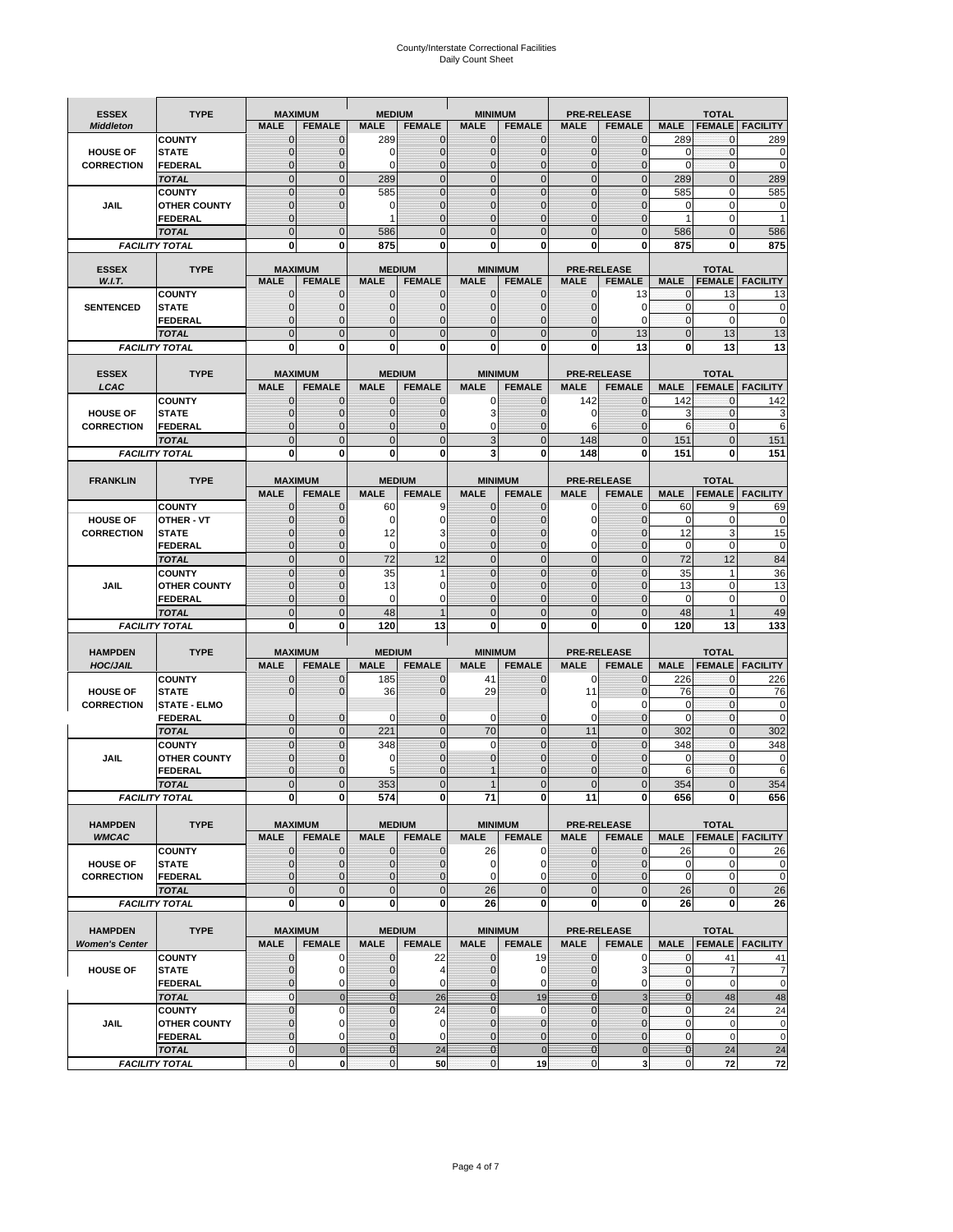# County/Interstate Correctional Facilities
## Daily Count Sheet

| ESSEX *Middleton* | TYPE | MAXIMUM MALE | MAXIMUM FEMALE | MEDIUM MALE | MEDIUM FEMALE | MINIMUM MALE | MINIMUM FEMALE | PRE-RELEASE MALE | PRE-RELEASE FEMALE | TOTAL MALE | TOTAL FEMALE | TOTAL FACILITY |
|---|---|---|---|---|---|---|---|---|---|---|---|---|
| HOUSE OF CORRECTION | COUNTY | 0 | 0 | 289 | 0 | 0 | 0 | 0 | 0 | 289 | 0 | 289 |
| | STATE | 0 | 0 | 0 | 0 | 0 | 0 | 0 | 0 | 0 | 0 | 0 |
| | FEDERAL | 0 | 0 | 0 | 0 | 0 | 0 | 0 | 0 | 0 | 0 | 0 |
| | *TOTAL* | 0 | 0 | 289 | 0 | 0 | 0 | 0 | 0 | 289 | 0 | 289 |
| JAIL | COUNTY | 0 | 0 | 585 | 0 | 0 | 0 | 0 | 0 | 585 | 0 | 585 |
| | OTHER COUNTY | 0 | 0 | 0 | 0 | 0 | 0 | 0 | 0 | 0 | 0 | 0 |
| | FEDERAL | 0 | | 1 | 0 | 0 | 0 | 0 | 0 | 1 | 0 | 1 |
| | *TOTAL* | 0 | 0 | 586 | 0 | 0 | 0 | 0 | 0 | 586 | 0 | 586 |
| *FACILITY TOTAL* | | **0** | **0** | **875** | **0** | **0** | **0** | **0** | **0** | **875** | **0** | **875** |

| ESSEX *W.I.T.* | TYPE | MAXIMUM MALE | MAXIMUM FEMALE | MEDIUM MALE | MEDIUM FEMALE | MINIMUM MALE | MINIMUM FEMALE | PRE-RELEASE MALE | PRE-RELEASE FEMALE | TOTAL MALE | TOTAL FEMALE | TOTAL FACILITY |
|---|---|---|---|---|---|---|---|---|---|---|---|---|
| SENTENCED | COUNTY | 0 | 0 | 0 | 0 | 0 | 0 | 0 | 13 | 0 | 13 | 13 |
| | STATE | 0 | 0 | 0 | 0 | 0 | 0 | 0 | 0 | 0 | 0 | 0 |
| | FEDERAL | 0 | 0 | 0 | 0 | 0 | 0 | 0 | 0 | 0 | 0 | 0 |
| | *TOTAL* | 0 | 0 | 0 | 0 | 0 | 0 | 0 | 13 | 0 | 13 | 13 |
| *FACILITY TOTAL* | | **0** | **0** | **0** | **0** | **0** | **0** | **0** | **13** | **0** | **13** | **13** |

| ESSEX *LCAC* | TYPE | MAXIMUM MALE | MAXIMUM FEMALE | MEDIUM MALE | MEDIUM FEMALE | MINIMUM MALE | MINIMUM FEMALE | PRE-RELEASE MALE | PRE-RELEASE FEMALE | TOTAL MALE | TOTAL FEMALE | TOTAL FACILITY |
|---|---|---|---|---|---|---|---|---|---|---|---|---|
| HOUSE OF CORRECTION | COUNTY | 0 | 0 | 0 | 0 | 0 | 0 | 142 | 0 | 142 | 0 | 142 |
| | STATE | 0 | 0 | 0 | 0 | 3 | 0 | 0 | 0 | 3 | 0 | 3 |
| | FEDERAL | 0 | 0 | 0 | 0 | 0 | 0 | 6 | 0 | 6 | 0 | 6 |
| | *TOTAL* | 0 | 0 | 0 | 0 | 3 | 0 | 148 | 0 | 151 | 0 | 151 |
| *FACILITY TOTAL* | | **0** | **0** | **0** | **0** | **3** | **0** | **148** | **0** | **151** | **0** | **151** |

| FRANKLIN | TYPE | MAXIMUM MALE | MAXIMUM FEMALE | MEDIUM MALE | MEDIUM FEMALE | MINIMUM MALE | MINIMUM FEMALE | PRE-RELEASE MALE | PRE-RELEASE FEMALE | TOTAL MALE | TOTAL FEMALE | TOTAL FACILITY |
|---|---|---|---|---|---|---|---|---|---|---|---|---|
| HOUSE OF CORRECTION | COUNTY | 0 | 0 | 60 | 9 | 0 | 0 | 0 | 0 | 60 | 9 | 69 |
| | OTHER - VT | 0 | 0 | 0 | 0 | 0 | 0 | 0 | 0 | 0 | 0 | 0 |
| | STATE | 0 | 0 | 12 | 3 | 0 | 0 | 0 | 0 | 12 | 3 | 15 |
| | FEDERAL | 0 | 0 | 0 | 0 | 0 | 0 | 0 | 0 | 0 | 0 | 0 |
| | *TOTAL* | 0 | 0 | 72 | 12 | 0 | 0 | 0 | 0 | 72 | 12 | 84 |
| JAIL | COUNTY | 0 | 0 | 35 | 1 | 0 | 0 | 0 | 0 | 35 | 1 | 36 |
| | OTHER COUNTY | 0 | 0 | 13 | 0 | 0 | 0 | 0 | 0 | 13 | 0 | 13 |
| | FEDERAL | 0 | 0 | 0 | 0 | 0 | 0 | 0 | 0 | 0 | 0 | 0 |
| | *TOTAL* | 0 | 0 | 48 | 1 | 0 | 0 | 0 | 0 | 48 | 1 | 49 |
| *FACILITY TOTAL* | | **0** | **0** | **120** | **13** | **0** | **0** | **0** | **0** | **120** | **13** | **133** |

| HAMPDEN *HOC/JAIL* | TYPE | MAXIMUM MALE | MAXIMUM FEMALE | MEDIUM MALE | MEDIUM FEMALE | MINIMUM MALE | MINIMUM FEMALE | PRE-RELEASE MALE | PRE-RELEASE FEMALE | TOTAL MALE | TOTAL FEMALE | TOTAL FACILITY |
|---|---|---|---|---|---|---|---|---|---|---|---|---|
| HOUSE OF CORRECTION | COUNTY | 0 | 0 | 185 | 0 | 41 | 0 | 0 | 0 | 226 | 0 | 226 |
| | STATE | 0 | 0 | 36 | 0 | 29 | 0 | 11 | 0 | 76 | 0 | 76 |
| | STATE - ELMO | | | | | | | 0 | 0 | 0 | 0 | 0 |
| | FEDERAL | 0 | 0 | 0 | 0 | 0 | 0 | 0 | 0 | 0 | 0 | 0 |
| | *TOTAL* | 0 | 0 | 221 | 0 | 70 | 0 | 11 | 0 | 302 | 0 | 302 |
| JAIL | COUNTY | 0 | 0 | 348 | 0 | 0 | 0 | 0 | 0 | 348 | 0 | 348 |
| | OTHER COUNTY | 0 | 0 | 0 | 0 | 0 | 0 | 0 | 0 | 0 | 0 | 0 |
| | FEDERAL | 0 | 0 | 5 | 0 | 1 | 0 | 0 | 0 | 6 | 0 | 6 |
| | *TOTAL* | 0 | 0 | 353 | 0 | 1 | 0 | 0 | 0 | 354 | 0 | 354 |
| *FACILITY TOTAL* | | **0** | **0** | **574** | **0** | **71** | **0** | **11** | **0** | **656** | **0** | **656** |

| HAMPDEN *WMCAC* | TYPE | MAXIMUM MALE | MAXIMUM FEMALE | MEDIUM MALE | MEDIUM FEMALE | MINIMUM MALE | MINIMUM FEMALE | PRE-RELEASE MALE | PRE-RELEASE FEMALE | TOTAL MALE | TOTAL FEMALE | TOTAL FACILITY |
|---|---|---|---|---|---|---|---|---|---|---|---|---|
| HOUSE OF CORRECTION | COUNTY | 0 | 0 | 0 | 0 | 26 | 0 | 0 | 0 | 26 | 0 | 26 |
| | STATE | 0 | 0 | 0 | 0 | 0 | 0 | 0 | 0 | 0 | 0 | 0 |
| | FEDERAL | 0 | 0 | 0 | 0 | 0 | 0 | 0 | 0 | 0 | 0 | 0 |
| | *TOTAL* | 0 | 0 | 0 | 0 | 26 | 0 | 0 | 0 | 26 | 0 | 26 |
| *FACILITY TOTAL* | | **0** | **0** | **0** | **0** | **26** | **0** | **0** | **0** | **26** | **0** | **26** |

| HAMPDEN *Women's Center* | TYPE | MAXIMUM MALE | MAXIMUM FEMALE | MEDIUM MALE | MEDIUM FEMALE | MINIMUM MALE | MINIMUM FEMALE | PRE-RELEASE MALE | PRE-RELEASE FEMALE | TOTAL MALE | TOTAL FEMALE | TOTAL FACILITY |
|---|---|---|---|---|---|---|---|---|---|---|---|---|
| HOUSE OF | COUNTY | 0 | 0 | 0 | 22 | 0 | 19 | 0 | 0 | 0 | 41 | 41 |
| | STATE | 0 | 0 | 0 | 4 | 0 | 0 | 0 | 3 | 0 | 7 | 7 |
| | FEDERAL | 0 | 0 | 0 | 0 | 0 | 0 | 0 | 0 | 0 | 0 | 0 |
| | *TOTAL* | 0 | 0 | 0 | 26 | 0 | 19 | 0 | 3 | 0 | 48 | 48 |
| JAIL | COUNTY | 0 | 0 | 0 | 24 | 0 | 0 | 0 | 0 | 0 | 24 | 24 |
| | OTHER COUNTY | 0 | 0 | 0 | 0 | 0 | 0 | 0 | 0 | 0 | 0 | 0 |
| | FEDERAL | 0 | 0 | 0 | 0 | 0 | 0 | 0 | 0 | 0 | 0 | 0 |
| | *TOTAL* | 0 | 0 | 0 | 24 | 0 | 0 | 0 | 0 | 0 | 24 | 24 |
| *FACILITY TOTAL* | | 0 | **0** | 0 | **50** | 0 | **19** | 0 | **3** | 0 | **72** | **72** |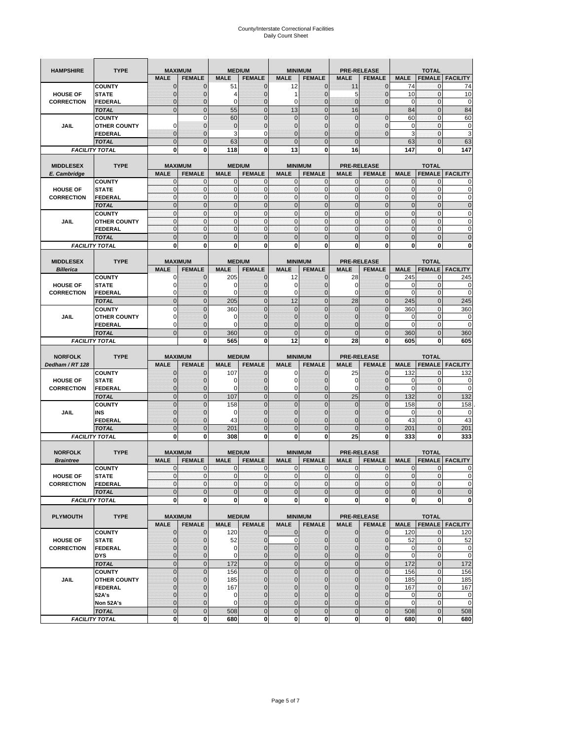# County/Interstate Correctional Facilities
## Daily Count Sheet

| HAMPSHIRE | TYPE | MAXIMUM | | MEDIUM | | MINIMUM | | PRE-RELEASE | | TOTAL | | |
|---|---|---|---|---|---|---|---|---|---|---|---|---|
| | | MALE | FEMALE | MALE | FEMALE | MALE | FEMALE | MALE | FEMALE | MALE | FEMALE | FACILITY |
| HOUSE OF CORRECTION | COUNTY | 0 | 0 | 51 | 0 | 12 | 0 | 11 | 0 | 74 | 0 | 74 |
| | STATE | 0 | 0 | 4 | 0 | 1 | 0 | 5 | 0 | 10 | 0 | 10 |
| | FEDERAL | 0 | 0 | 0 | 0 | 0 | 0 | 0 | 0 | 0 | 0 | 0 |
| | TOTAL | 0 | 0 | 55 | 0 | 13 | 0 | 16 | | 84 | 0 | 84 |
| JAIL | COUNTY | | 0 | 60 | 0 | 0 | 0 | 0 | 0 | 60 | 0 | 60 |
| | OTHER COUNTY | 0 | 0 | 0 | 0 | 0 | 0 | 0 | 0 | 0 | 0 | 0 |
| | FEDERAL | 0 | 0 | 3 | 0 | 0 | 0 | 0 | 0 | 3 | 0 | 3 |
| | TOTAL | 0 | 0 | 63 | 0 | 0 | 0 | 0 | | 63 | 0 | 63 |
| FACILITY TOTAL | | 0 | 0 | 118 | 0 | 13 | 0 | 16 | | 147 | 0 | 147 |

| MIDDLESEX E. Cambridge | TYPE | MAXIMUM | | MEDIUM | | MINIMUM | | PRE-RELEASE | | TOTAL | | |
|---|---|---|---|---|---|---|---|---|---|---|---|---|
| | | MALE | FEMALE | MALE | FEMALE | MALE | FEMALE | MALE | FEMALE | MALE | FEMALE | FACILITY |
| HOUSE OF CORRECTION | COUNTY | 0 | 0 | 0 | 0 | 0 | 0 | 0 | 0 | 0 | 0 | 0 |
| | STATE | 0 | 0 | 0 | 0 | 0 | 0 | 0 | 0 | 0 | 0 | 0 |
| | FEDERAL | 0 | 0 | 0 | 0 | 0 | 0 | 0 | 0 | 0 | 0 | 0 |
| | TOTAL | 0 | 0 | 0 | 0 | 0 | 0 | 0 | 0 | 0 | 0 | 0 |
| JAIL | COUNTY | 0 | 0 | 0 | 0 | 0 | 0 | 0 | 0 | 0 | 0 | 0 |
| | OTHER COUNTY | 0 | 0 | 0 | 0 | 0 | 0 | 0 | 0 | 0 | 0 | 0 |
| | FEDERAL | 0 | 0 | 0 | 0 | 0 | 0 | 0 | 0 | 0 | 0 | 0 |
| | TOTAL | 0 | 0 | 0 | 0 | 0 | 0 | 0 | 0 | 0 | 0 | 0 |
| FACILITY TOTAL | | 0 | 0 | 0 | 0 | 0 | 0 | 0 | 0 | 0 | 0 | 0 |

| MIDDLESEX Billerica | TYPE | MAXIMUM | | MEDIUM | | MINIMUM | | PRE-RELEASE | | TOTAL | | |
|---|---|---|---|---|---|---|---|---|---|---|---|---|
| | | MALE | FEMALE | MALE | FEMALE | MALE | FEMALE | MALE | FEMALE | MALE | FEMALE | FACILITY |
| HOUSE OF CORRECTION | COUNTY | 0 | 0 | 205 | 0 | 12 | 0 | 28 | 0 | 245 | 0 | 245 |
| | STATE | 0 | 0 | 0 | 0 | 0 | 0 | 0 | 0 | 0 | 0 | 0 |
| | FEDERAL | 0 | 0 | 0 | 0 | 0 | 0 | 0 | 0 | 0 | 0 | 0 |
| | TOTAL | 0 | 0 | 205 | 0 | 12 | 0 | 28 | 0 | 245 | 0 | 245 |
| JAIL | COUNTY | 0 | 0 | 360 | 0 | 0 | 0 | 0 | 0 | 360 | 0 | 360 |
| | OTHER COUNTY | 0 | 0 | 0 | 0 | 0 | 0 | 0 | 0 | 0 | 0 | 0 |
| | FEDERAL | 0 | 0 | 0 | 0 | 0 | 0 | 0 | 0 | 0 | 0 | 0 |
| | TOTAL | 0 | 0 | 360 | 0 | 0 | 0 | 0 | 0 | 360 | 0 | 360 |
| FACILITY TOTAL | | | 0 | 565 | 0 | 12 | 0 | 28 | 0 | 605 | 0 | 605 |

| NORFOLK Dedham / RT 128 | TYPE | MAXIMUM | | MEDIUM | | MINIMUM | | PRE-RELEASE | | TOTAL | | |
|---|---|---|---|---|---|---|---|---|---|---|---|---|
| | | MALE | FEMALE | MALE | FEMALE | MALE | FEMALE | MALE | FEMALE | MALE | FEMALE | FACILITY |
| HOUSE OF CORRECTION | COUNTY | 0 | 0 | 107 | 0 | 0 | 0 | 25 | 0 | 132 | 0 | 132 |
| | STATE | 0 | 0 | 0 | 0 | 0 | 0 | 0 | 0 | 0 | 0 | 0 |
| | FEDERAL | 0 | 0 | 0 | 0 | 0 | 0 | 0 | 0 | 0 | 0 | 0 |
| | TOTAL | 0 | 0 | 107 | 0 | 0 | 0 | 25 | 0 | 132 | 0 | 132 |
| JAIL | COUNTY | 0 | 0 | 158 | 0 | 0 | 0 | 0 | 0 | 158 | 0 | 158 |
| | INS | 0 | 0 | 0 | 0 | 0 | 0 | 0 | 0 | 0 | 0 | 0 |
| | FEDERAL | 0 | 0 | 43 | 0 | 0 | 0 | 0 | 0 | 43 | 0 | 43 |
| | TOTAL | 0 | 0 | 201 | 0 | 0 | 0 | 0 | 0 | 201 | 0 | 201 |
| FACILITY TOTAL | | 0 | 0 | 308 | 0 | 0 | 0 | 25 | 0 | 333 | 0 | 333 |

| NORFOLK Braintree | TYPE | MAXIMUM | | MEDIUM | | MINIMUM | | PRE-RELEASE | | TOTAL | | |
|---|---|---|---|---|---|---|---|---|---|---|---|---|
| | | MALE | FEMALE | MALE | FEMALE | MALE | FEMALE | MALE | FEMALE | MALE | FEMALE | FACILITY |
| HOUSE OF CORRECTION | COUNTY | 0 | 0 | 0 | 0 | 0 | 0 | 0 | 0 | 0 | 0 | 0 |
| | STATE | 0 | 0 | 0 | 0 | 0 | 0 | 0 | 0 | 0 | 0 | 0 |
| | FEDERAL | 0 | 0 | 0 | 0 | 0 | 0 | 0 | 0 | 0 | 0 | 0 |
| | TOTAL | 0 | 0 | 0 | 0 | 0 | 0 | 0 | 0 | 0 | 0 | 0 |
| FACILITY TOTAL | | 0 | 0 | 0 | 0 | 0 | 0 | 0 | 0 | 0 | 0 | 0 |

| PLYMOUTH | TYPE | MAXIMUM | | MEDIUM | | MINIMUM | | PRE-RELEASE | | TOTAL | | |
|---|---|---|---|---|---|---|---|---|---|---|---|---|
| | | MALE | FEMALE | MALE | FEMALE | MALE | FEMALE | MALE | FEMALE | MALE | FEMALE | FACILITY |
| HOUSE OF CORRECTION | COUNTY | 0 | 0 | 120 | 0 | 0 | 0 | 0 | 0 | 120 | 0 | 120 |
| | STATE | 0 | 0 | 52 | 0 | 0 | 0 | 0 | 0 | 52 | 0 | 52 |
| | FEDERAL | 0 | 0 | 0 | 0 | 0 | 0 | 0 | 0 | 0 | 0 | 0 |
| | DYS | 0 | 0 | 0 | 0 | 0 | 0 | 0 | 0 | 0 | 0 | 0 |
| | TOTAL | 0 | 0 | 172 | 0 | 0 | 0 | 0 | 0 | 172 | 0 | 172 |
| JAIL | COUNTY | 0 | 0 | 156 | 0 | 0 | 0 | 0 | 0 | 156 | 0 | 156 |
| | OTHER COUNTY | 0 | 0 | 185 | 0 | 0 | 0 | 0 | 0 | 185 | 0 | 185 |
| | FEDERAL | 0 | 0 | 167 | 0 | 0 | 0 | 0 | 0 | 167 | 0 | 167 |
| | 52A's | 0 | 0 | 0 | 0 | 0 | 0 | 0 | 0 | 0 | 0 | 0 |
| | Non 52A's | 0 | 0 | 0 | 0 | 0 | 0 | 0 | 0 | 0 | 0 | 0 |
| | TOTAL | 0 | 0 | 508 | 0 | 0 | 0 | 0 | 0 | 508 | 0 | 508 |
| FACILITY TOTAL | | 0 | 0 | 680 | 0 | 0 | 0 | 0 | 0 | 680 | 0 | 680 |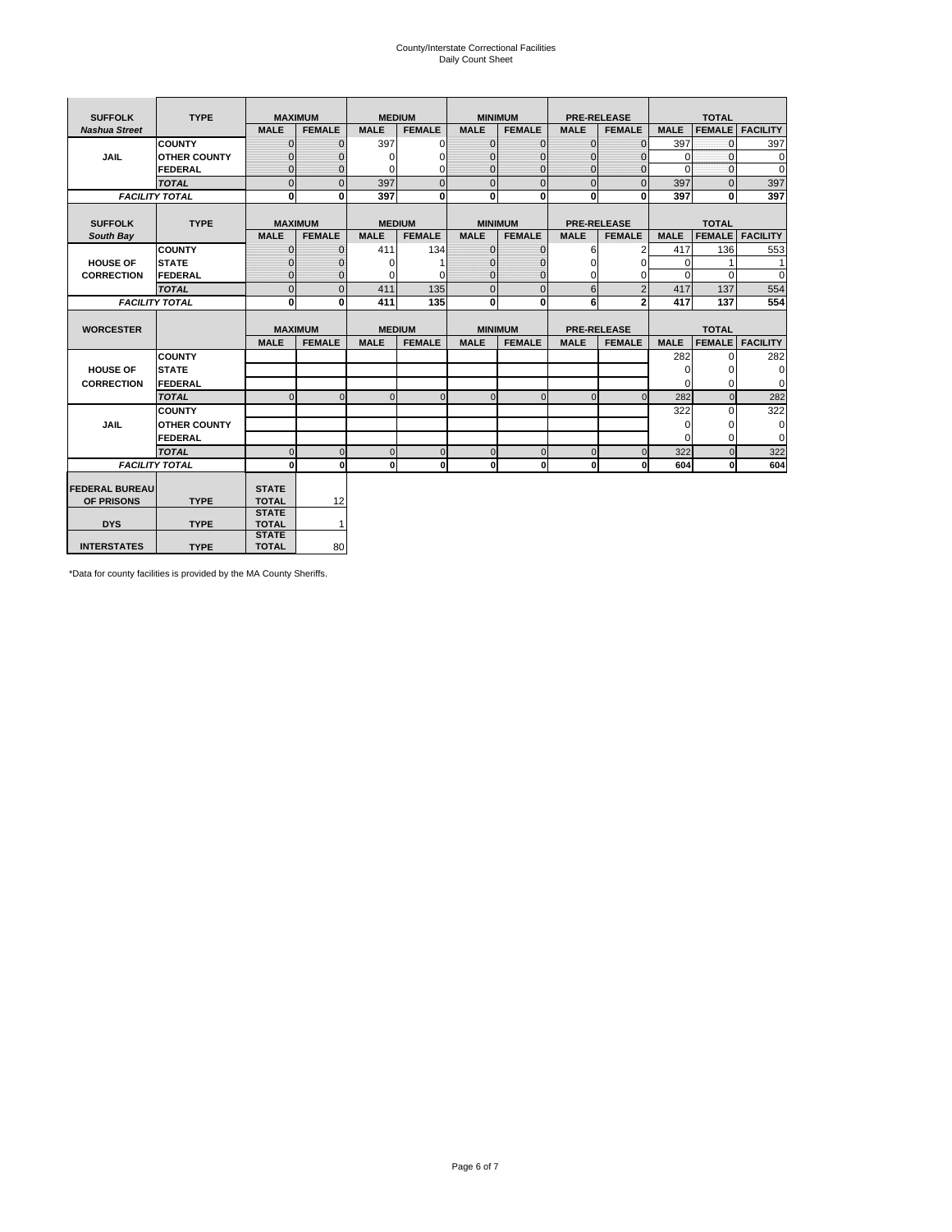# County/Interstate Correctional Facilities
## Daily Count Sheet

| SUFFOLK | TYPE | MAXIMUM | | MEDIUM | | MINIMUM | | PRE-RELEASE | | TOTAL | | |
|---|---|---|---|---|---|---|---|---|---|---|---|---|
| *Nashua Street* | | MALE | FEMALE | MALE | FEMALE | MALE | FEMALE | MALE | FEMALE | MALE | FEMALE | FACILITY |
| JAIL | COUNTY | 0 | 0 | 397 | 0 | 0 | 0 | 0 | 0 | 397 | 0 | 397 |
| | OTHER COUNTY | 0 | 0 | 0 | 0 | 0 | 0 | 0 | 0 | 0 | 0 | 0 |
| | FEDERAL | 0 | 0 | 0 | 0 | 0 | 0 | 0 | 0 | 0 | 0 | 0 |
| | *TOTAL* | 0 | 0 | 397 | 0 | 0 | 0 | 0 | 0 | 397 | 0 | 397 |
| *FACILITY TOTAL* | | **0** | **0** | **397** | **0** | **0** | **0** | **0** | **0** | **397** | **0** | **397** |

| SUFFOLK | TYPE | MAXIMUM | | MEDIUM | | MINIMUM | | PRE-RELEASE | | TOTAL | | |
|---|---|---|---|---|---|---|---|---|---|---|---|---|
| *South Bay* | | MALE | FEMALE | MALE | FEMALE | MALE | FEMALE | MALE | FEMALE | MALE | FEMALE | FACILITY |
| HOUSE OF CORRECTION | COUNTY | 0 | 0 | 411 | 134 | 0 | 0 | 6 | 2 | 417 | 136 | 553 |
| | STATE | 0 | 0 | 0 | 1 | 0 | 0 | 0 | 0 | 0 | 1 | 1 |
| | FEDERAL | 0 | 0 | 0 | 0 | 0 | 0 | 0 | 0 | 0 | 0 | 0 |
| | *TOTAL* | 0 | 0 | 411 | 135 | 0 | 0 | 6 | 2 | 417 | 137 | 554 |
| *FACILITY TOTAL* | | **0** | **0** | **411** | **135** | **0** | **0** | **6** | **2** | **417** | **137** | **554** |

| WORCESTER | | MAXIMUM | | MEDIUM | | MINIMUM | | PRE-RELEASE | | TOTAL | | |
|---|---|---|---|---|---|---|---|---|---|---|---|---|
| | | MALE | FEMALE | MALE | FEMALE | MALE | FEMALE | MALE | FEMALE | MALE | FEMALE | FACILITY |
| HOUSE OF CORRECTION | COUNTY | | | | | | | | | 282 | 0 | 282 |
| | STATE | | | | | | | | | 0 | 0 | 0 |
| | FEDERAL | | | | | | | | | 0 | 0 | 0 |
| | *TOTAL* | 0 | 0 | 0 | 0 | 0 | 0 | 0 | 0 | 282 | 0 | 282 |
| JAIL | COUNTY | | | | | | | | | 322 | 0 | 322 |
| | OTHER COUNTY | | | | | | | | | 0 | 0 | 0 |
| | FEDERAL | | | | | | | | | 0 | 0 | 0 |
| | *TOTAL* | 0 | 0 | 0 | 0 | 0 | 0 | 0 | 0 | 322 | 0 | 322 |
| *FACILITY TOTAL* | | **0** | **0** | **0** | **0** | **0** | **0** | **0** | **0** | **604** | **0** | **604** |

| | | | |
|---|---|---|---|
| FEDERAL BUREAU OF PRISONS | TYPE | STATE TOTAL | 12 |
| DYS | TYPE | STATE TOTAL | 1 |
| INTERSTATES | TYPE | STATE TOTAL | 80 |

*Data for county facilities is provided by the MA County Sheriffs.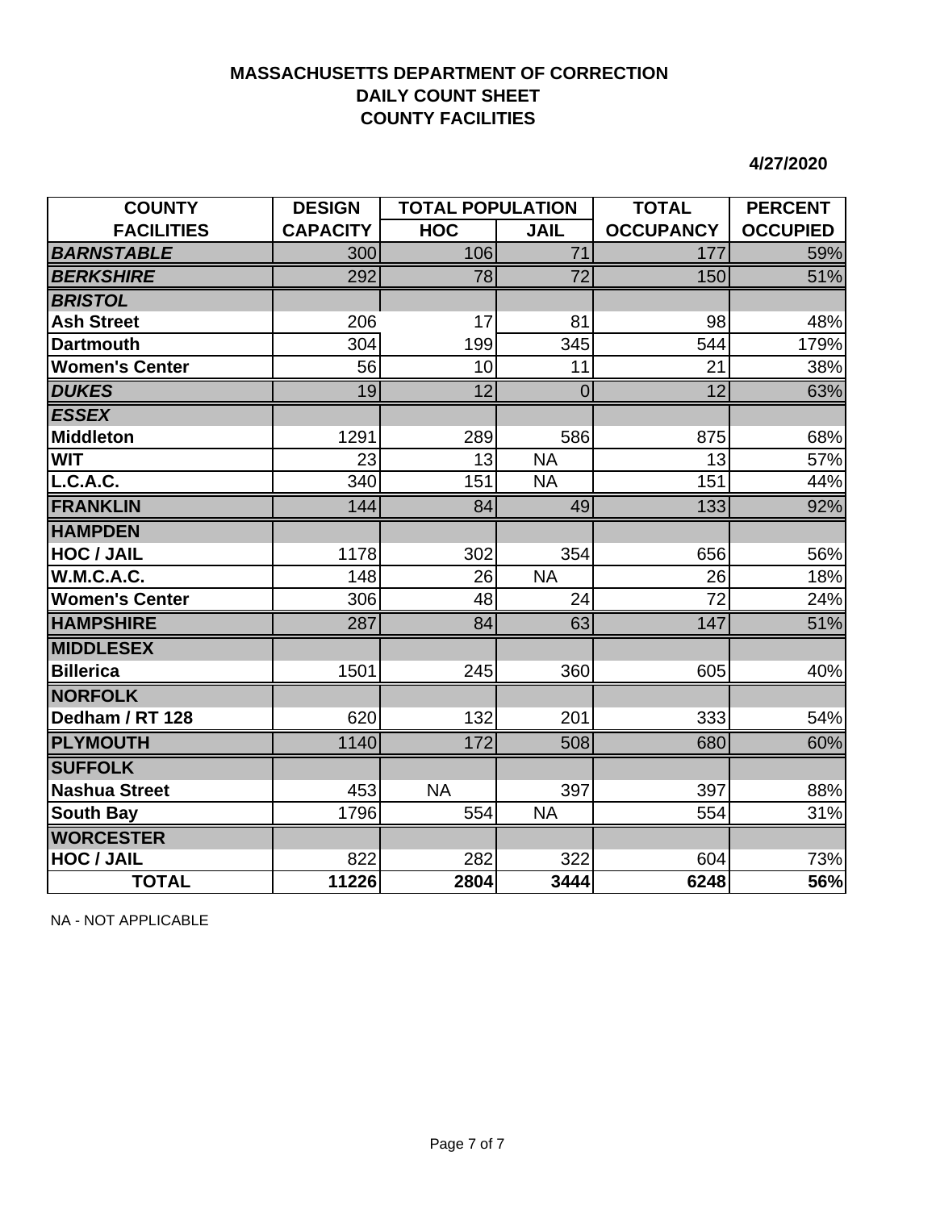## MASSACHUSETTS DEPARTMENT OF CORRECTION
## DAILY COUNT SHEET
## COUNTY FACILITIES

**4/27/2020**

| COUNTY FACILITIES | DESIGN CAPACITY | TOTAL POPULATION | | TOTAL OCCUPANCY | PERCENT OCCUPIED |
|---|---|---|---|---|---|
| | | HOC | JAIL | | |
| ***BARNSTABLE*** | 300 | 106 | 71 | 177 | 59% |
| ***BERKSHIRE*** | 292 | 78 | 72 | 150 | 51% |
| ***BRISTOL*** | | | | | |
| **Ash Street** | 206 | 17 | 81 | 98 | 48% |
| **Dartmouth** | 304 | 199 | 345 | 544 | 179% |
| **Women's Center** | 56 | 10 | 11 | 21 | 38% |
| ***DUKES*** | 19 | 12 | 0 | 12 | 63% |
| ***ESSEX*** | | | | | |
| **Middleton** | 1291 | 289 | 586 | 875 | 68% |
| **WIT** | 23 | 13 | NA | 13 | 57% |
| **L.C.A.C.** | 340 | 151 | NA | 151 | 44% |
| **FRANKLIN** | 144 | 84 | 49 | 133 | 92% |
| **HAMPDEN** | | | | | |
| **HOC / JAIL** | 1178 | 302 | 354 | 656 | 56% |
| **W.M.C.A.C.** | 148 | 26 | NA | 26 | 18% |
| **Women's Center** | 306 | 48 | 24 | 72 | 24% |
| **HAMPSHIRE** | 287 | 84 | 63 | 147 | 51% |
| **MIDDLESEX** | | | | | |
| **Billerica** | 1501 | 245 | 360 | 605 | 40% |
| **NORFOLK** | | | | | |
| **Dedham / RT 128** | 620 | 132 | 201 | 333 | 54% |
| **PLYMOUTH** | 1140 | 172 | 508 | 680 | 60% |
| **SUFFOLK** | | | | | |
| **Nashua Street** | 453 | NA | 397 | 397 | 88% |
| **South Bay** | 1796 | 554 | NA | 554 | 31% |
| **WORCESTER** | | | | | |
| **HOC / JAIL** | 822 | 282 | 322 | 604 | 73% |
| **TOTAL** | **11226** | **2804** | **3444** | **6248** | **56%** |

NA - NOT APPLICABLE